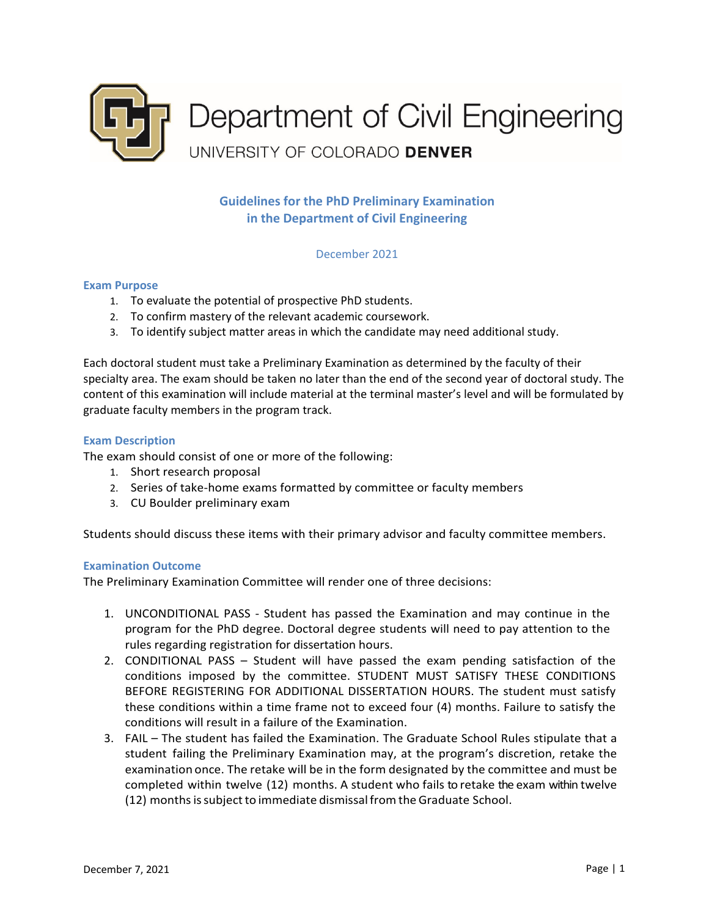# Department of Civil Engineering

UNIVERSITY OF COLORADO **DENVER**

## Guidelines for the PhD Preliminary Examination in the Department of Civil Engineering

December 2021

### Exam Purpose

1. To evaluate the potential of prospective PhD students.
2. To confirm mastery of the relevant academic coursework.
3. To identify subject matter areas in which the candidate may need additional study.

Each doctoral student must take a Preliminary Examination as determined by the faculty of their specialty area. The exam should be taken no later than the end of the second year of doctoral study. The content of this examination will include material at the terminal master's level and will be formulated by graduate faculty members in the program track.

### Exam Description

The exam should consist of one or more of the following:

1. Short research proposal
2. Series of take-home exams formatted by committee or faculty members
3. CU Boulder preliminary exam

Students should discuss these items with their primary advisor and faculty committee members.

### Examination Outcome

The Preliminary Examination Committee will render one of three decisions:

1. UNCONDITIONAL PASS - Student has passed the Examination and may continue in the program for the PhD degree. Doctoral degree students will need to pay attention to the rules regarding registration for dissertation hours.
2. CONDITIONAL PASS – Student will have passed the exam pending satisfaction of the conditions imposed by the committee. STUDENT MUST SATISFY THESE CONDITIONS BEFORE REGISTERING FOR ADDITIONAL DISSERTATION HOURS. The student must satisfy these conditions within a time frame not to exceed four (4) months. Failure to satisfy the conditions will result in a failure of the Examination.
3. FAIL – The student has failed the Examination. The Graduate School Rules stipulate that a student failing the Preliminary Examination may, at the program's discretion, retake the examination once. The retake will be in the form designated by the committee and must be completed within twelve (12) months. A student who fails to retake the exam within twelve (12) months is subject to immediate dismissal from the Graduate School.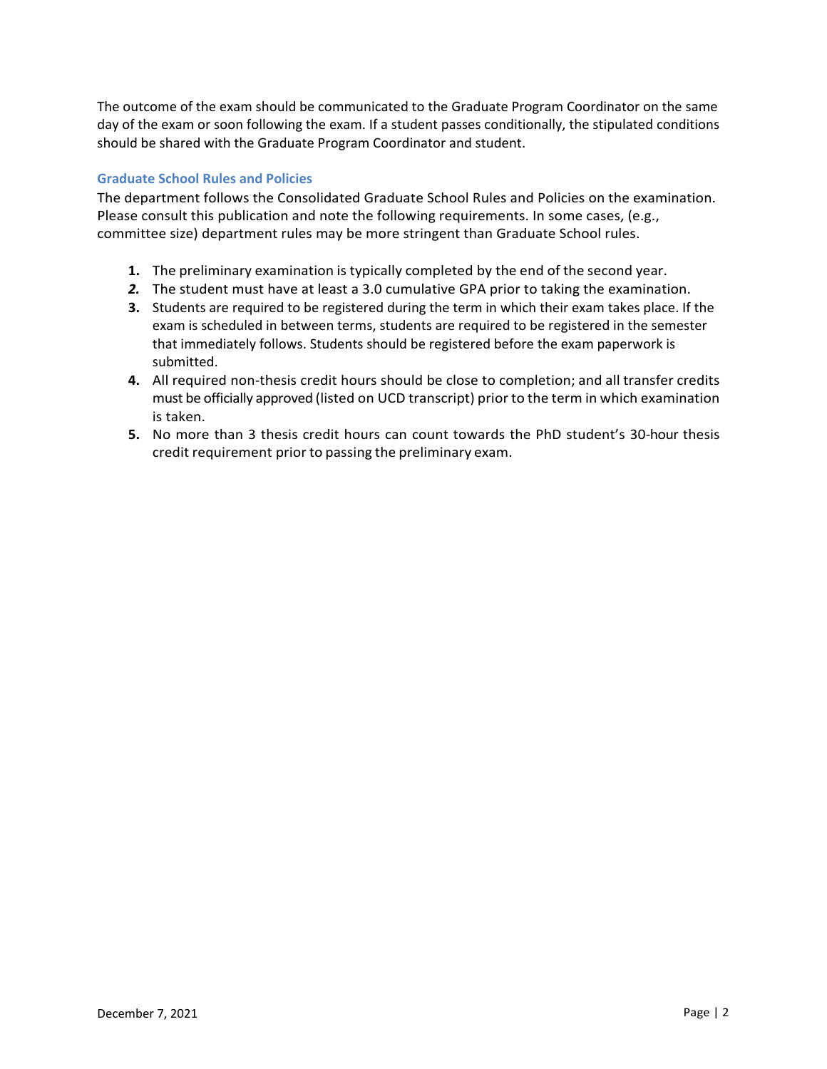The outcome of the exam should be communicated to the Graduate Program Coordinator on the same day of the exam or soon following the exam. If a student passes conditionally, the stipulated conditions should be shared with the Graduate Program Coordinator and student.

### Graduate School Rules and Policies

The department follows the Consolidated Graduate School Rules and Policies on the examination. Please consult this publication and note the following requirements. In some cases, (e.g., committee size) department rules may be more stringent than Graduate School rules.

1. The preliminary examination is typically completed by the end of the second year.
2. The student must have at least a 3.0 cumulative GPA prior to taking the examination.
3. Students are required to be registered during the term in which their exam takes place. If the exam is scheduled in between terms, students are required to be registered in the semester that immediately follows. Students should be registered before the exam paperwork is submitted.
4. All required non-thesis credit hours should be close to completion; and all transfer credits must be officially approved (listed on UCD transcript) prior to the term in which examination is taken.
5. No more than 3 thesis credit hours can count towards the PhD student's 30-hour thesis credit requirement prior to passing the preliminary exam.